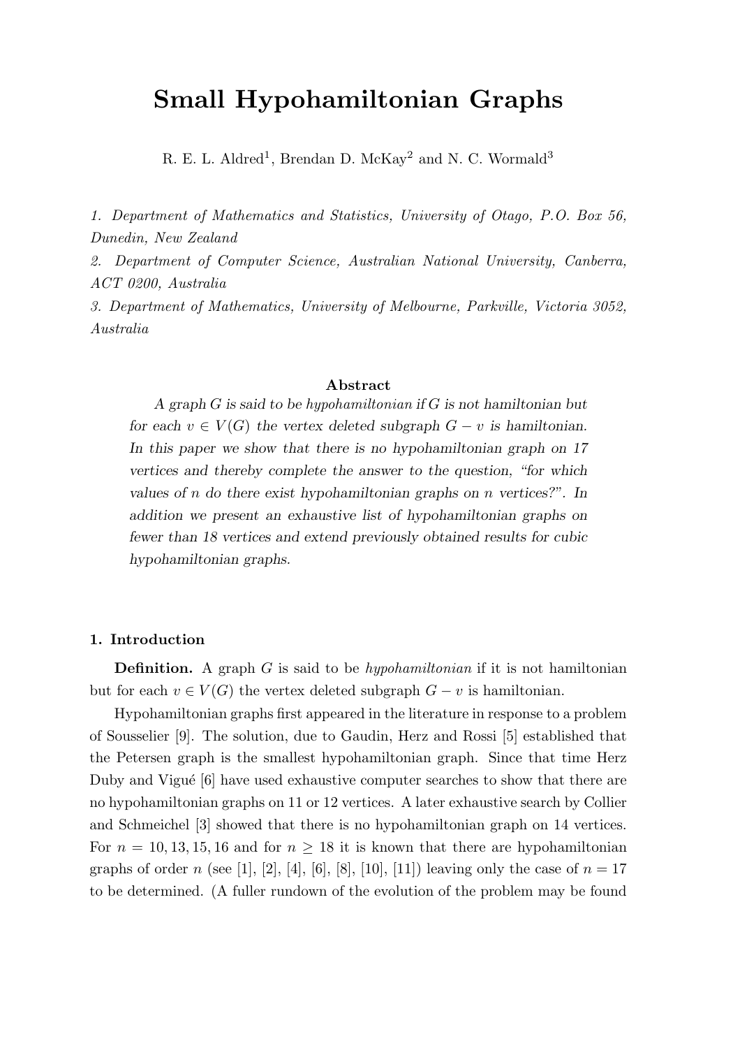# Small Hypohamiltonian Graphs

R. E. L. Aldred[1], Brendan D. McKay[2] and N. C. Wormald[3]

*1. Department of Mathematics and Statistics, University of Otago, P.O. Box 56, Dunedin, New Zealand*

*2. Department of Computer Science, Australian National University, Canberra, ACT 0200, Australia*

*3. Department of Mathematics, University of Melbourne, Parkville, Victoria 3052, Australia*

### Abstract

*A graph $G$ is said to be hypohamiltonian if $G$ is not hamiltonian but for each $v \in V(G)$ the vertex deleted subgraph $G - v$ is hamiltonian. In this paper we show that there is no hypohamiltonian graph on 17 vertices and thereby complete the answer to the question, "for which values of $n$ do there exist hypohamiltonian graphs on $n$ vertices?". In addition we present an exhaustive list of hypohamiltonian graphs on fewer than 18 vertices and extend previously obtained results for cubic hypohamiltonian graphs.*

## 1. Introduction

**Definition.** A graph $G$ is said to be *hypohamiltonian* if it is not hamiltonian but for each $v \in V(G)$ the vertex deleted subgraph $G - v$ is hamiltonian.

Hypohamiltonian graphs first appeared in the literature in response to a problem of Sousselier [9]. The solution, due to Gaudin, Herz and Rossi [5] established that the Petersen graph is the smallest hypohamiltonian graph. Since that time Herz Duby and Vigué [6] have used exhaustive computer searches to show that there are no hypohamiltonian graphs on 11 or 12 vertices. A later exhaustive search by Collier and Schmeichel [3] showed that there is no hypohamiltonian graph on 14 vertices. For $n = 10, 13, 15, 16$ and for $n \geq 18$ it is known that there are hypohamiltonian graphs of order $n$ (see [1], [2], [4], [6], [8], [10], [11]) leaving only the case of $n = 17$ to be determined. (A fuller rundown of the evolution of the problem may be found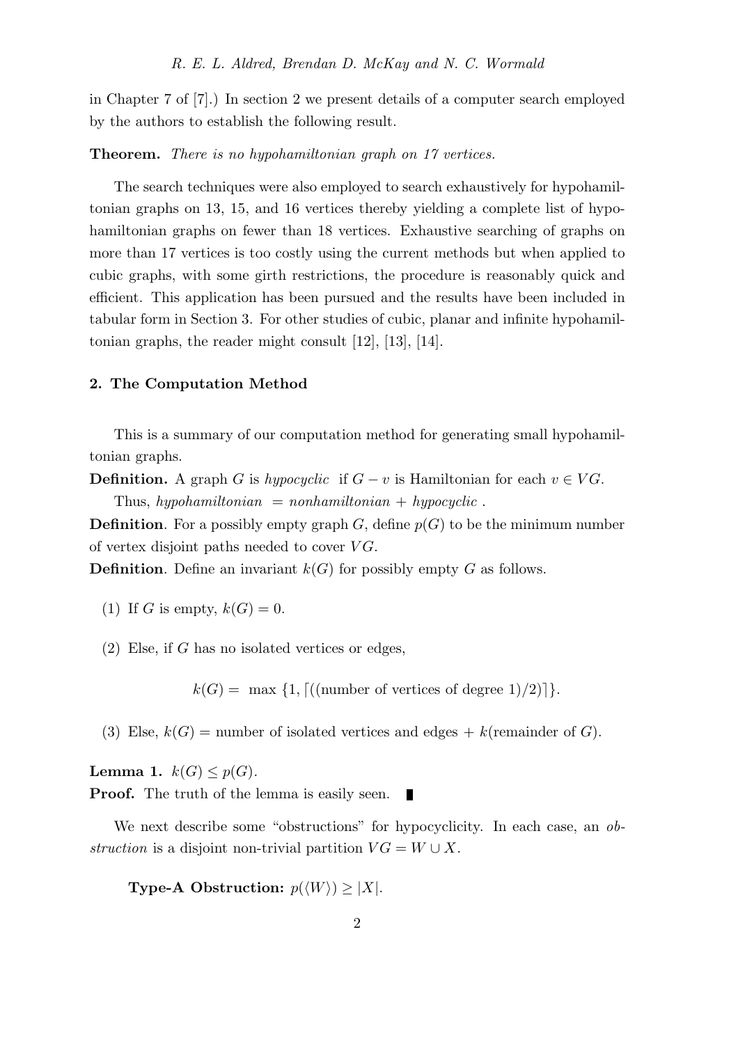in Chapter 7 of [7].) In section 2 we present details of a computer search employed by the authors to establish the following result.

**Theorem.** *There is no hypohamiltonian graph on 17 vertices.*

The search techniques were also employed to search exhaustively for hypohamiltonian graphs on 13, 15, and 16 vertices thereby yielding a complete list of hypohamiltonian graphs on fewer than 18 vertices. Exhaustive searching of graphs on more than 17 vertices is too costly using the current methods but when applied to cubic graphs, with some girth restrictions, the procedure is reasonably quick and efficient. This application has been pursued and the results have been included in tabular form in Section 3. For other studies of cubic, planar and infinite hypohamiltonian graphs, the reader might consult [12], [13], [14].

## 2. The Computation Method

This is a summary of our computation method for generating small hypohamiltonian graphs.

**Definition.** A graph $G$ is *hypocyclic* if $G - v$ is Hamiltonian for each $v \in VG$.

Thus, *hypohamiltonian* = *nonhamiltonian* + *hypocyclic* .

**Definition**. For a possibly empty graph $G$, define $p(G)$ to be the minimum number of vertex disjoint paths needed to cover $VG$.

**Definition**. Define an invariant $k(G)$ for possibly empty $G$ as follows.

(1) If $G$ is empty, $k(G) = 0$.

(2) Else, if $G$ has no isolated vertices or edges,

$$k(G) = \max \{1, \lceil((\text{number of vertices of degree } 1)/2)\rceil\}.$$

(3) Else, $k(G)$ = number of isolated vertices and edges + $k$(remainder of $G$).

**Lemma 1.** $k(G) \leq p(G)$.

**Proof.** The truth of the lemma is easily seen. ∎

We next describe some "obstructions" for hypocyclicity. In each case, an *obstruction* is a disjoint non-trivial partition $VG = W \cup X$.

**Type-A Obstruction:** $p(\langle W \rangle) \geq |X|$.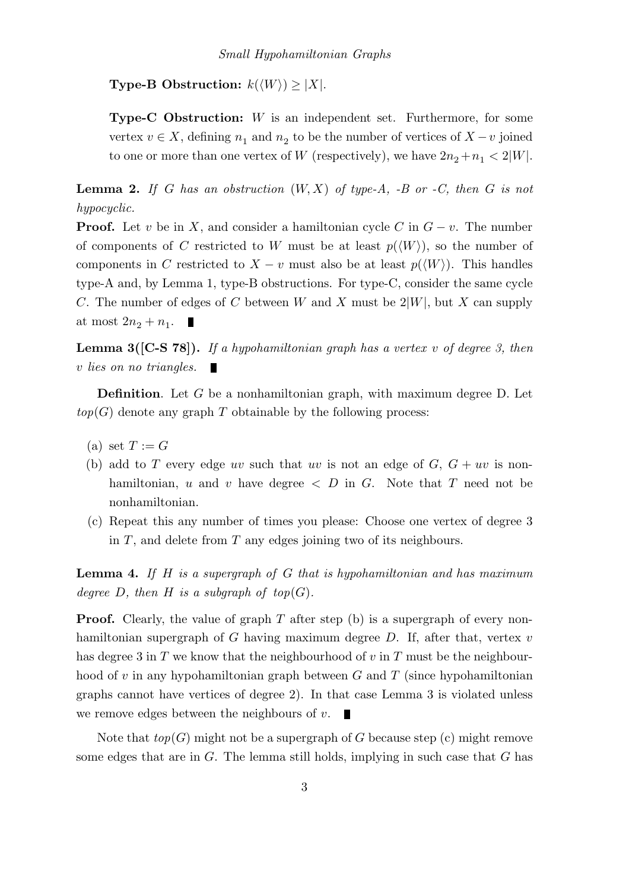**Type-B Obstruction:** $k(\langle W \rangle) \geq |X|$.

**Type-C Obstruction:** $W$ is an independent set. Furthermore, for some vertex $v \in X$, defining $n_1$ and $n_2$ to be the number of vertices of $X - v$ joined to one or more than one vertex of $W$ (respectively), we have $2n_2 + n_1 < 2|W|$.

**Lemma 2.** *If $G$ has an obstruction $(W, X)$ of type-A, -B or -C, then $G$ is not hypocyclic.*

**Proof.** Let $v$ be in $X$, and consider a hamiltonian cycle $C$ in $G - v$. The number of components of $C$ restricted to $W$ must be at least $p(\langle W \rangle)$, so the number of components in $C$ restricted to $X - v$ must also be at least $p(\langle W \rangle)$. This handles type-A and, by Lemma 1, type-B obstructions. For type-C, consider the same cycle $C$. The number of edges of $C$ between $W$ and $X$ must be $2|W|$, but $X$ can supply at most $2n_2 + n_1$. ∎

**Lemma 3([C-S 78]).** *If a hypohamiltonian graph has a vertex $v$ of degree 3, then $v$ lies on no triangles.* ∎

**Definition**. Let $G$ be a nonhamiltonian graph, with maximum degree D. Let $top(G)$ denote any graph $T$ obtainable by the following process:

(a) set $T := G$

(b) add to $T$ every edge $uv$ such that $uv$ is not an edge of $G$, $G + uv$ is nonhamiltonian, $u$ and $v$ have degree $< D$ in $G$. Note that $T$ need not be nonhamiltonian.

(c) Repeat this any number of times you please: Choose one vertex of degree 3 in $T$, and delete from $T$ any edges joining two of its neighbours.

**Lemma 4.** *If $H$ is a supergraph of $G$ that is hypohamiltonian and has maximum degree $D$, then $H$ is a subgraph of $top(G)$.*

**Proof.** Clearly, the value of graph $T$ after step (b) is a supergraph of every nonhamiltonian supergraph of $G$ having maximum degree $D$. If, after that, vertex $v$ has degree 3 in $T$ we know that the neighbourhood of $v$ in $T$ must be the neighbourhood of $v$ in any hypohamiltonian graph between $G$ and $T$ (since hypohamiltonian graphs cannot have vertices of degree 2). In that case Lemma 3 is violated unless we remove edges between the neighbours of $v$. ∎

Note that $top(G)$ might not be a supergraph of $G$ because step (c) might remove some edges that are in $G$. The lemma still holds, implying in such case that $G$ has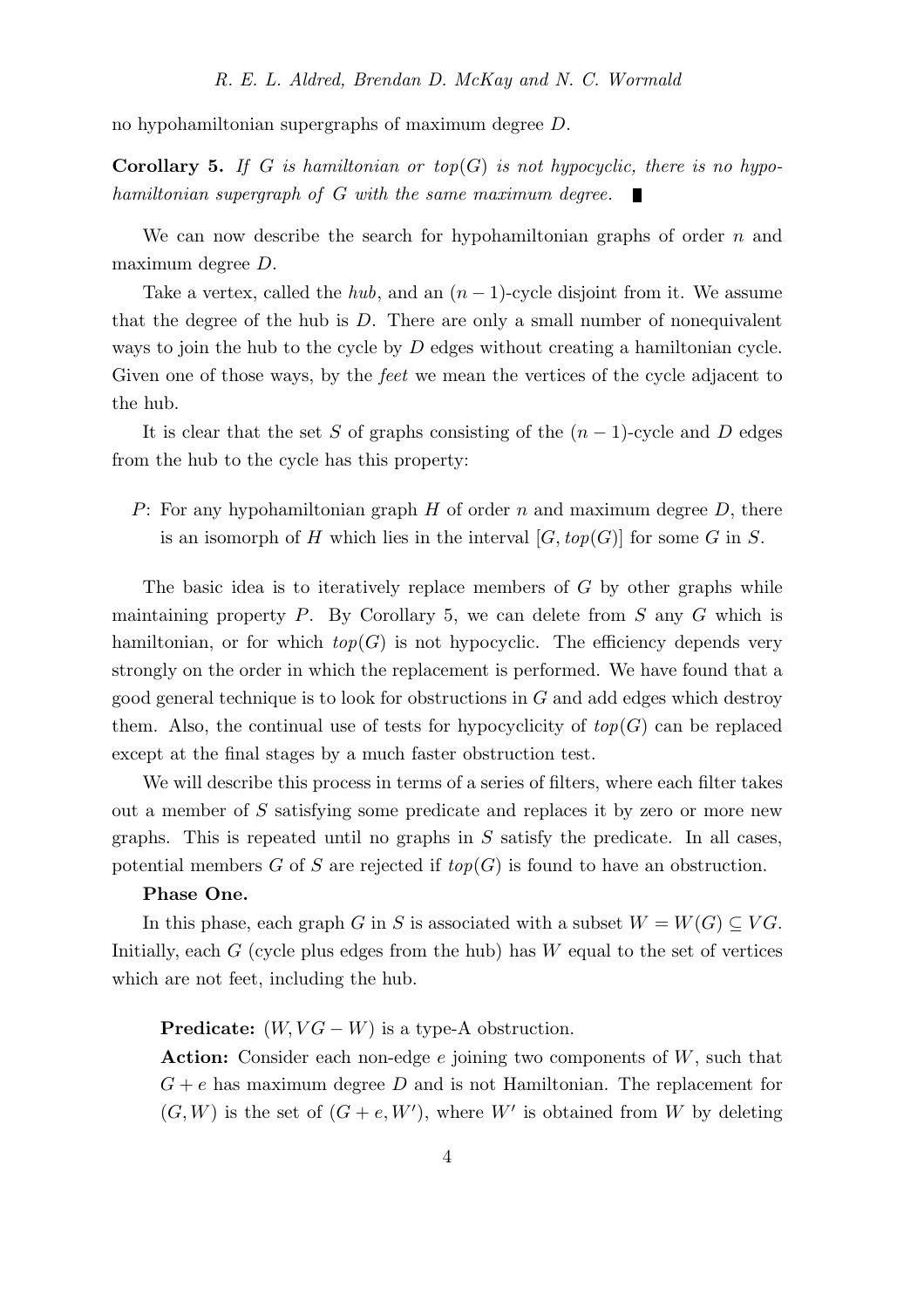no hypohamiltonian supergraphs of maximum degree $D$.

**Corollary 5.** *If $G$ is hamiltonian or $top(G)$ is not hypocyclic, there is no hypohamiltonian supergraph of $G$ with the same maximum degree.* ∎

We can now describe the search for hypohamiltonian graphs of order $n$ and maximum degree $D$.

Take a vertex, called the *hub*, and an $(n-1)$-cycle disjoint from it. We assume that the degree of the hub is $D$. There are only a small number of nonequivalent ways to join the hub to the cycle by $D$ edges without creating a hamiltonian cycle. Given one of those ways, by the *feet* we mean the vertices of the cycle adjacent to the hub.

It is clear that the set $S$ of graphs consisting of the $(n-1)$-cycle and $D$ edges from the hub to the cycle has this property:

$P$: For any hypohamiltonian graph $H$ of order $n$ and maximum degree $D$, there is an isomorph of $H$ which lies in the interval $[G, top(G)]$ for some $G$ in $S$.

The basic idea is to iteratively replace members of $G$ by other graphs while maintaining property $P$. By Corollary 5, we can delete from $S$ any $G$ which is hamiltonian, or for which $top(G)$ is not hypocyclic. The efficiency depends very strongly on the order in which the replacement is performed. We have found that a good general technique is to look for obstructions in $G$ and add edges which destroy them. Also, the continual use of tests for hypocyclicity of $top(G)$ can be replaced except at the final stages by a much faster obstruction test.

We will describe this process in terms of a series of filters, where each filter takes out a member of $S$ satisfying some predicate and replaces it by zero or more new graphs. This is repeated until no graphs in $S$ satisfy the predicate. In all cases, potential members $G$ of $S$ are rejected if $top(G)$ is found to have an obstruction.

**Phase One.**

In this phase, each graph $G$ in $S$ is associated with a subset $W = W(G) \subseteq VG$. Initially, each $G$ (cycle plus edges from the hub) has $W$ equal to the set of vertices which are not feet, including the hub.

**Predicate:** $(W, VG - W)$ is a type-A obstruction.

**Action:** Consider each non-edge $e$ joining two components of $W$, such that $G + e$ has maximum degree $D$ and is not Hamiltonian. The replacement for $(G, W)$ is the set of $(G + e, W')$, where $W'$ is obtained from $W$ by deleting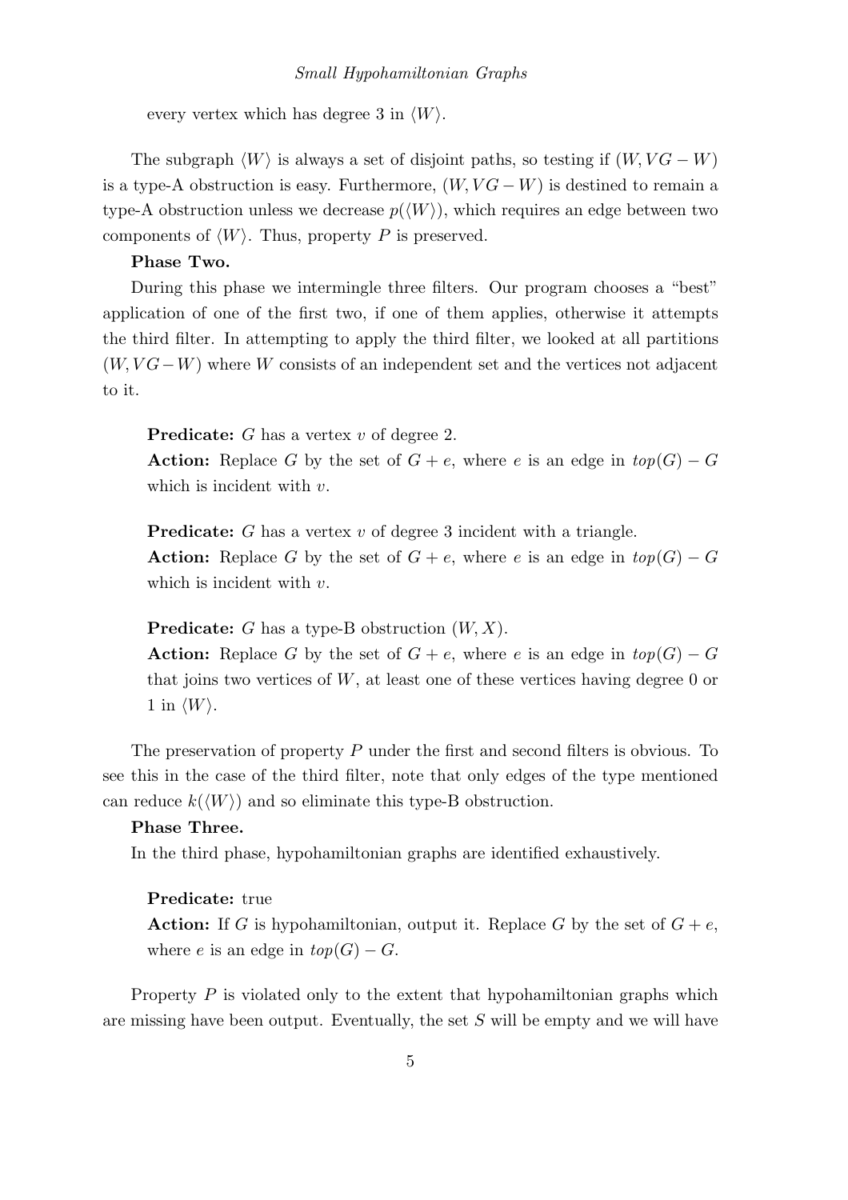every vertex which has degree 3 in $\langle W \rangle$.

The subgraph $\langle W \rangle$ is always a set of disjoint paths, so testing if $(W, VG - W)$ is a type-A obstruction is easy. Furthermore, $(W, VG - W)$ is destined to remain a type-A obstruction unless we decrease $p(\langle W \rangle)$, which requires an edge between two components of $\langle W \rangle$. Thus, property $P$ is preserved.

**Phase Two.**

During this phase we intermingle three filters. Our program chooses a "best" application of one of the first two, if one of them applies, otherwise it attempts the third filter. In attempting to apply the third filter, we looked at all partitions $(W, VG - W)$ where $W$ consists of an independent set and the vertices not adjacent to it.

> **Predicate:** $G$ has a vertex $v$ of degree 2.
> **Action:** Replace $G$ by the set of $G + e$, where $e$ is an edge in $top(G) - G$ which is incident with $v$.

> **Predicate:** $G$ has a vertex $v$ of degree 3 incident with a triangle.
> **Action:** Replace $G$ by the set of $G + e$, where $e$ is an edge in $top(G) - G$ which is incident with $v$.

> **Predicate:** $G$ has a type-B obstruction $(W, X)$.
> **Action:** Replace $G$ by the set of $G + e$, where $e$ is an edge in $top(G) - G$ that joins two vertices of $W$, at least one of these vertices having degree 0 or 1 in $\langle W \rangle$.

The preservation of property $P$ under the first and second filters is obvious. To see this in the case of the third filter, note that only edges of the type mentioned can reduce $k(\langle W \rangle)$ and so eliminate this type-B obstruction.

**Phase Three.**

In the third phase, hypohamiltonian graphs are identified exhaustively.

> **Predicate:** true
> **Action:** If $G$ is hypohamiltonian, output it. Replace $G$ by the set of $G + e$, where $e$ is an edge in $top(G) - G$.

Property $P$ is violated only to the extent that hypohamiltonian graphs which are missing have been output. Eventually, the set $S$ will be empty and we will have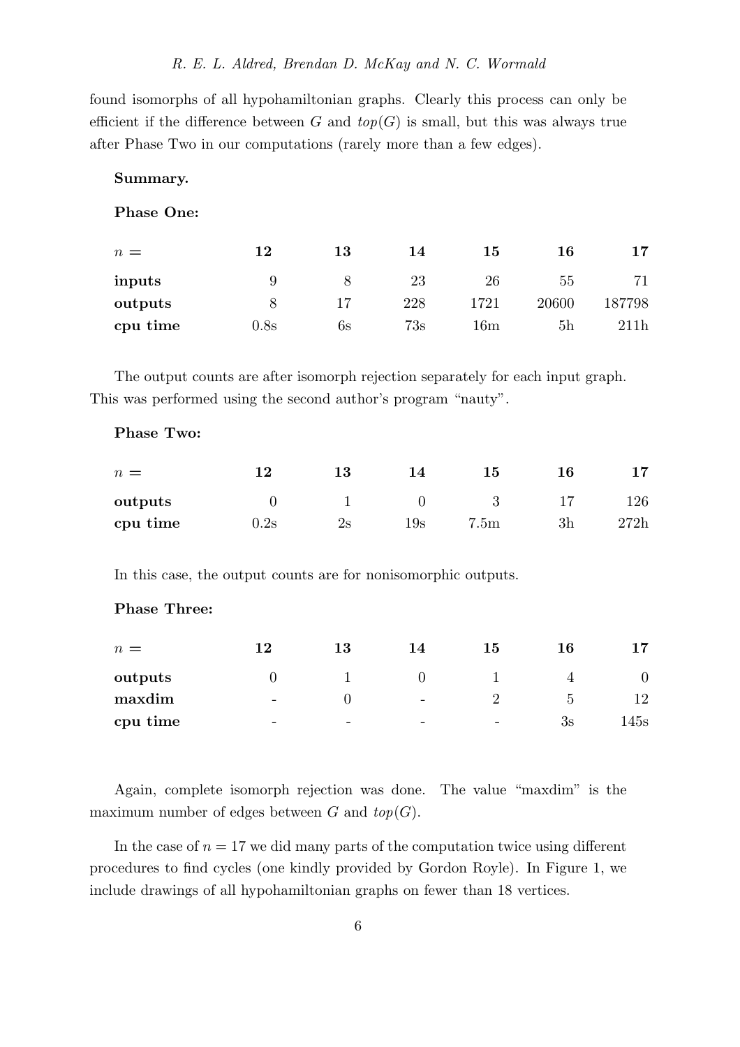found isomorphs of all hypohamiltonian graphs. Clearly this process can only be efficient if the difference between $G$ and $top(G)$ is small, but this was always true after Phase Two in our computations (rarely more than a few edges).

**Summary.**

**Phase One:**

| $n =$ | **12** | **13** | **14** | **15** | **16** | **17** |
|---|---|---|---|---|---|---|
| **inputs** | 9 | 8 | 23 | 26 | 55 | 71 |
| **outputs** | 8 | 17 | 228 | 1721 | 20600 | 187798 |
| **cpu time** | 0.8s | 6s | 73s | 16m | 5h | 211h |

The output counts are after isomorph rejection separately for each input graph. This was performed using the second author's program "nauty".

**Phase Two:**

| $n =$ | **12** | **13** | **14** | **15** | **16** | **17** |
|---|---|---|---|---|---|---|
| **outputs** | 0 | 1 | 0 | 3 | 17 | 126 |
| **cpu time** | 0.2s | 2s | 19s | 7.5m | 3h | 272h |

In this case, the output counts are for nonisomorphic outputs.

**Phase Three:**

| $n =$ | **12** | **13** | **14** | **15** | **16** | **17** |
|---|---|---|---|---|---|---|
| **outputs** | 0 | 1 | 0 | 1 | 4 | 0 |
| **maxdim** | - | 0 | - | 2 | 5 | 12 |
| **cpu time** | - | - | - | - | 3s | 145s |

Again, complete isomorph rejection was done. The value "maxdim" is the maximum number of edges between $G$ and $top(G)$.

In the case of $n = 17$ we did many parts of the computation twice using different procedures to find cycles (one kindly provided by Gordon Royle). In Figure 1, we include drawings of all hypohamiltonian graphs on fewer than 18 vertices.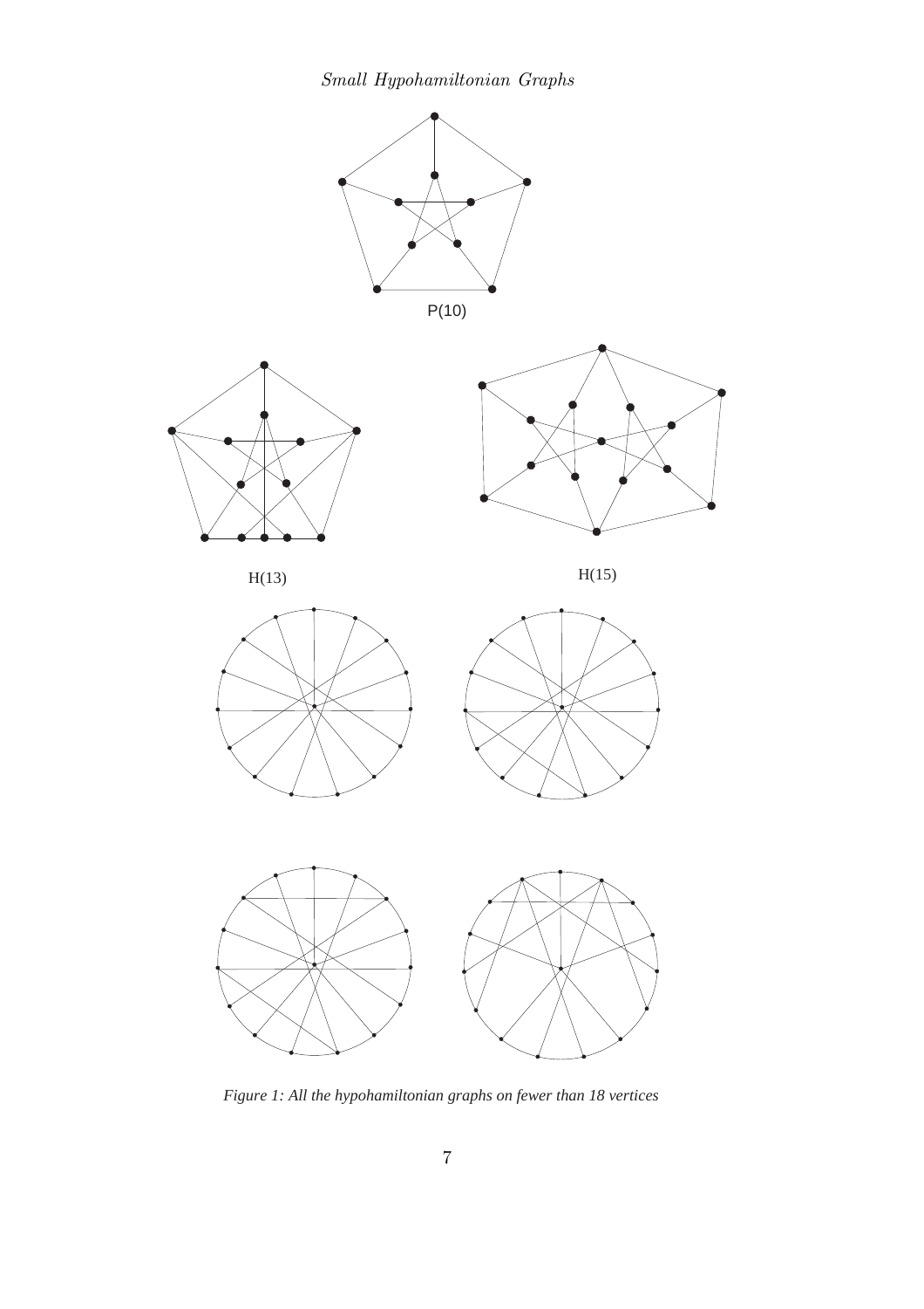P(10)

H(13)

H(15)

*Figure 1: All the hypohamiltonian graphs on fewer than 18 vertices*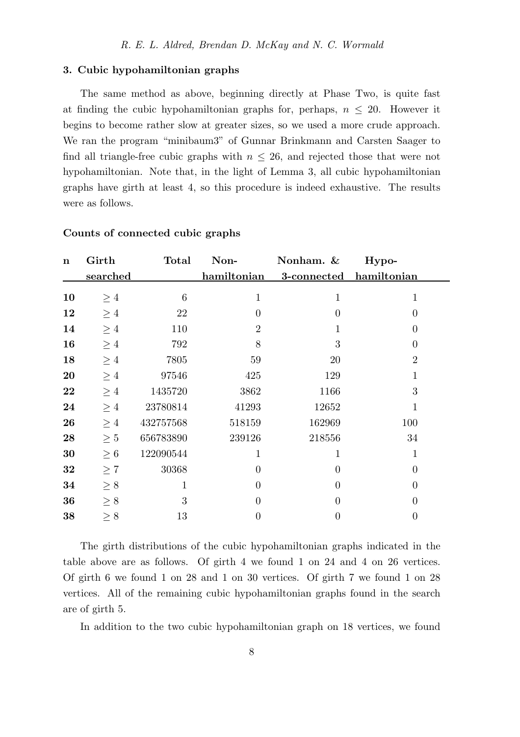## 3. Cubic hypohamiltonian graphs

The same method as above, beginning directly at Phase Two, is quite fast at finding the cubic hypohamiltonian graphs for, perhaps, $n \le 20$. However it begins to become rather slow at greater sizes, so we used a more crude approach. We ran the program "minibaum3" of Gunnar Brinkmann and Carsten Saager to find all triangle-free cubic graphs with $n \le 26$, and rejected those that were not hypohamiltonian. Note that, in the light of Lemma 3, all cubic hypohamiltonian graphs have girth at least 4, so this procedure is indeed exhaustive. The results were as follows.

**Counts of connected cubic graphs**

| n | Girth searched | Total | Non-hamiltonian | Nonham. & 3-connected | Hypo-hamiltonian |
|---|---|---|---|---|---|
| **10** | $\ge 4$ | 6 | 1 | 1 | 1 |
| **12** | $\ge 4$ | 22 | 0 | 0 | 0 |
| **14** | $\ge 4$ | 110 | 2 | 1 | 0 |
| **16** | $\ge 4$ | 792 | 8 | 3 | 0 |
| **18** | $\ge 4$ | 7805 | 59 | 20 | 2 |
| **20** | $\ge 4$ | 97546 | 425 | 129 | 1 |
| **22** | $\ge 4$ | 1435720 | 3862 | 1166 | 3 |
| **24** | $\ge 4$ | 23780814 | 41293 | 12652 | 1 |
| **26** | $\ge 4$ | 432757568 | 518159 | 162969 | 100 |
| **28** | $\ge 5$ | 656783890 | 239126 | 218556 | 34 |
| **30** | $\ge 6$ | 122090544 | 1 | 1 | 1 |
| **32** | $\ge 7$ | 30368 | 0 | 0 | 0 |
| **34** | $\ge 8$ | 1 | 0 | 0 | 0 |
| **36** | $\ge 8$ | 3 | 0 | 0 | 0 |
| **38** | $\ge 8$ | 13 | 0 | 0 | 0 |

The girth distributions of the cubic hypohamiltonian graphs indicated in the table above are as follows. Of girth 4 we found 1 on 24 and 4 on 26 vertices. Of girth 6 we found 1 on 28 and 1 on 30 vertices. Of girth 7 we found 1 on 28 vertices. All of the remaining cubic hypohamiltonian graphs found in the search are of girth 5.

In addition to the two cubic hypohamiltonian graph on 18 vertices, we found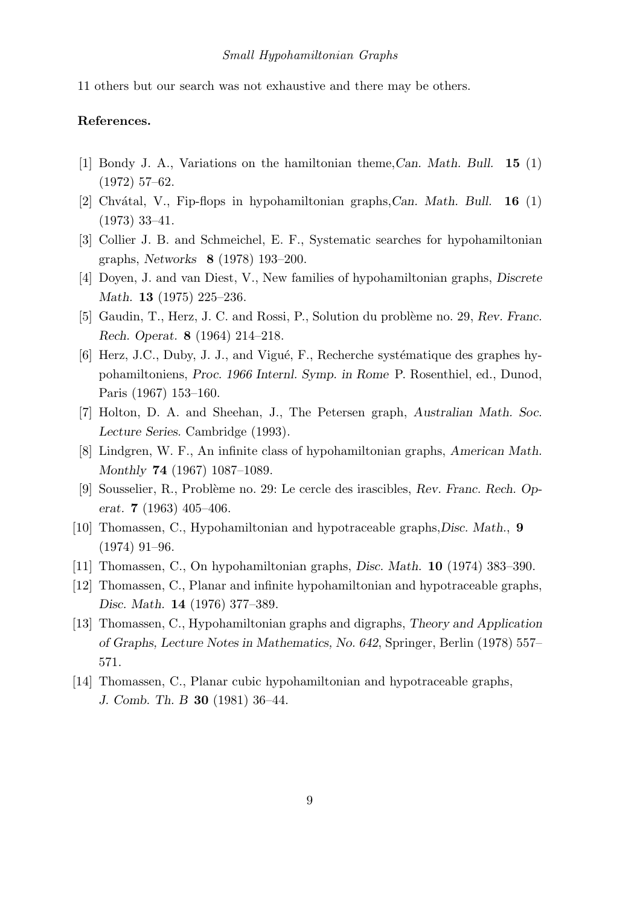11 others but our search was not exhaustive and there may be others.

**References.**

[1] Bondy J. A., Variations on the hamiltonian theme,*Can. Math. Bull.* **15** (1) (1972) 57–62.

[2] Chvátal, V., Fip-flops in hypohamiltonian graphs,*Can. Math. Bull.* **16** (1) (1973) 33–41.

[3] Collier J. B. and Schmeichel, E. F., Systematic searches for hypohamiltonian graphs, *Networks* **8** (1978) 193–200.

[4] Doyen, J. and van Diest, V., New families of hypohamiltonian graphs, *Discrete Math.* **13** (1975) 225–236.

[5] Gaudin, T., Herz, J. C. and Rossi, P., Solution du problème no. 29, *Rev. Franc. Rech. Operat.* **8** (1964) 214–218.

[6] Herz, J.C., Duby, J. J., and Vigué, F., Recherche systématique des graphes hypohamiltoniens, *Proc. 1966 Internl. Symp. in Rome* P. Rosenthiel, ed., Dunod, Paris (1967) 153–160.

[7] Holton, D. A. and Sheehan, J., The Petersen graph, *Australian Math. Soc. Lecture Series.* Cambridge (1993).

[8] Lindgren, W. F., An infinite class of hypohamiltonian graphs, *American Math. Monthly* **74** (1967) 1087–1089.

[9] Sousselier, R., Problème no. 29: Le cercle des irascibles, *Rev. Franc. Rech. Operat.* **7** (1963) 405–406.

[10] Thomassen, C., Hypohamiltonian and hypotraceable graphs,*Disc. Math.*, **9** (1974) 91–96.

[11] Thomassen, C., On hypohamiltonian graphs, *Disc. Math.* **10** (1974) 383–390.

[12] Thomassen, C., Planar and infinite hypohamiltonian and hypotraceable graphs, *Disc. Math.* **14** (1976) 377–389.

[13] Thomassen, C., Hypohamiltonian graphs and digraphs, *Theory and Application of Graphs, Lecture Notes in Mathematics, No. 642*, Springer, Berlin (1978) 557–571.

[14] Thomassen, C., Planar cubic hypohamiltonian and hypotraceable graphs, *J. Comb. Th. B* **30** (1981) 36–44.